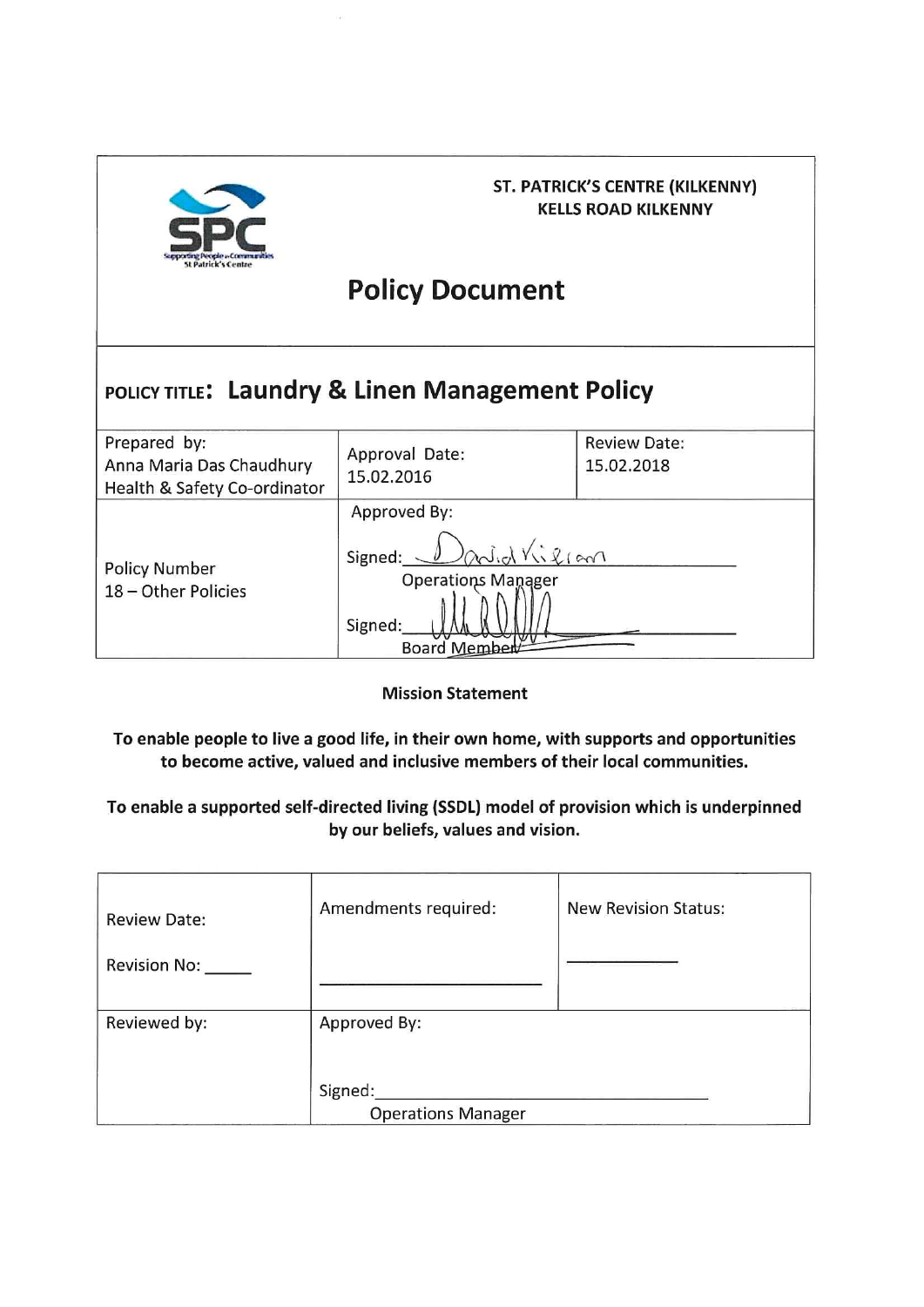**ST. PATRICK'S CENTRE (KILKENNY)**
**KELLS ROAD KILKENNY**

# Policy Document

## POLICY TITLE: Laundry & Linen Management Policy

| Prepared by: Anna Maria Das Chaudhury Health & Safety Co-ordinator | Approval Date: 15.02.2016 | Review Date: 15.02.2018 |
|---|---|---|
| Policy Number 18 – Other Policies | Approved By: Signed: David Kieran Operations Manager Signed: ______ Board Member | |

**Mission Statement**

**To enable people to live a good life, in their own home, with supports and opportunities to become active, valued and inclusive members of their local communities.**

**To enable a supported self-directed living (SSDL) model of provision which is underpinned by our beliefs, values and vision.**

| Review Date: Revision No: _____ | Amendments required: ______________________ | New Revision Status: ___________ |
|---|---|---|
| Reviewed by: | Approved By: Signed: ______________________ Operations Manager | |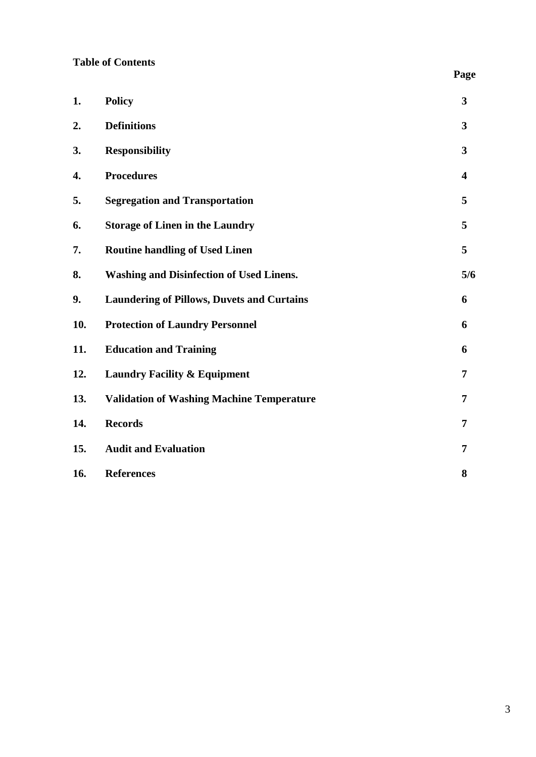**Table of Contents**

| | | **Page** |
|---|---|---|
| **1.** | **Policy** | **3** |
| **2.** | **Definitions** | **3** |
| **3.** | **Responsibility** | **3** |
| **4.** | **Procedures** | **4** |
| **5.** | **Segregation and Transportation** | **5** |
| **6.** | **Storage of Linen in the Laundry** | **5** |
| **7.** | **Routine handling of Used Linen** | **5** |
| **8.** | **Washing and Disinfection of Used Linens.** | **5/6** |
| **9.** | **Laundering of Pillows, Duvets and Curtains** | **6** |
| **10.** | **Protection of Laundry Personnel** | **6** |
| **11.** | **Education and Training** | **6** |
| **12.** | **Laundry Facility & Equipment** | **7** |
| **13.** | **Validation of Washing Machine Temperature** | **7** |
| **14.** | **Records** | **7** |
| **15.** | **Audit and Evaluation** | **7** |
| **16.** | **References** | **8** |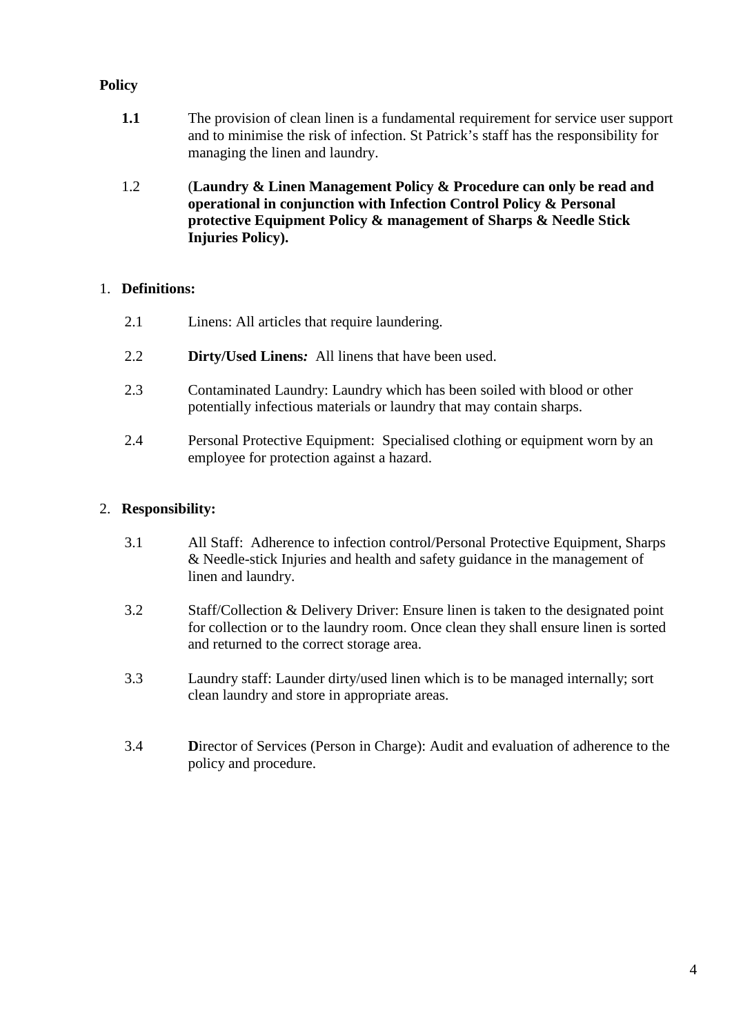**Policy**

**1.1** The provision of clean linen is a fundamental requirement for service user support and to minimise the risk of infection. St Patrick's staff has the responsibility for managing the linen and laundry.

1.2 (**Laundry & Linen Management Policy & Procedure can only be read and operational in conjunction with Infection Control Policy & Personal protective Equipment Policy & management of Sharps & Needle Stick Injuries Policy).**

1. **Definitions:**

2.1 Linens: All articles that require laundering.

2.2 **Dirty/Used Linens*:*** All linens that have been used.

2.3 Contaminated Laundry: Laundry which has been soiled with blood or other potentially infectious materials or laundry that may contain sharps.

2.4 Personal Protective Equipment: Specialised clothing or equipment worn by an employee for protection against a hazard.

2. **Responsibility:**

3.1 All Staff: Adherence to infection control/Personal Protective Equipment, Sharps & Needle-stick Injuries and health and safety guidance in the management of linen and laundry.

3.2 Staff/Collection & Delivery Driver: Ensure linen is taken to the designated point for collection or to the laundry room. Once clean they shall ensure linen is sorted and returned to the correct storage area.

3.3 Laundry staff: Launder dirty/used linen which is to be managed internally; sort clean laundry and store in appropriate areas.

3.4 **D**irector of Services (Person in Charge): Audit and evaluation of adherence to the policy and procedure.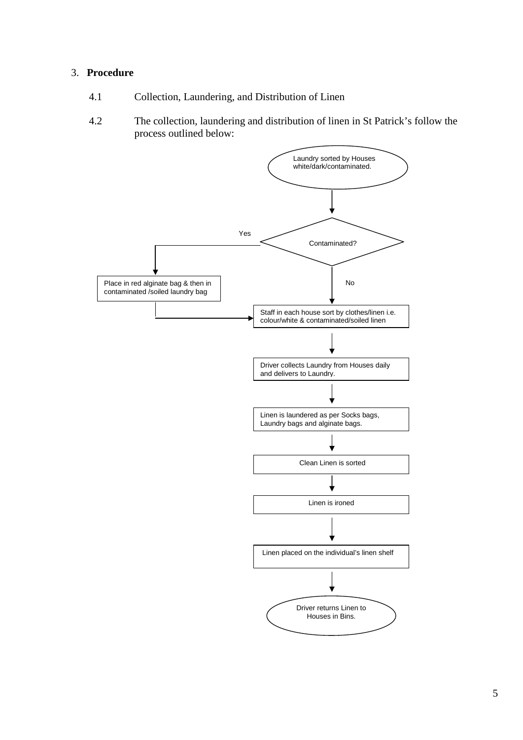## 3. **Procedure**

4.1 Collection, Laundering, and Distribution of Linen

4.2 The collection, laundering and distribution of linen in St Patrick's follow the process outlined below:

Laundry sorted by Houses white/dark/contaminated.

Contaminated?

Yes

Place in red alginate bag & then in contaminated /soiled laundry bag

No

Staff in each house sort by clothes/linen i.e. colour/white & contaminated/soiled linen

Driver collects Laundry from Houses daily and delivers to Laundry.

Linen is laundered as per Socks bags, Laundry bags and alginate bags.

Clean Linen is sorted

Linen is ironed

Linen placed on the individual's linen shelf

Driver returns Linen to Houses in Bins.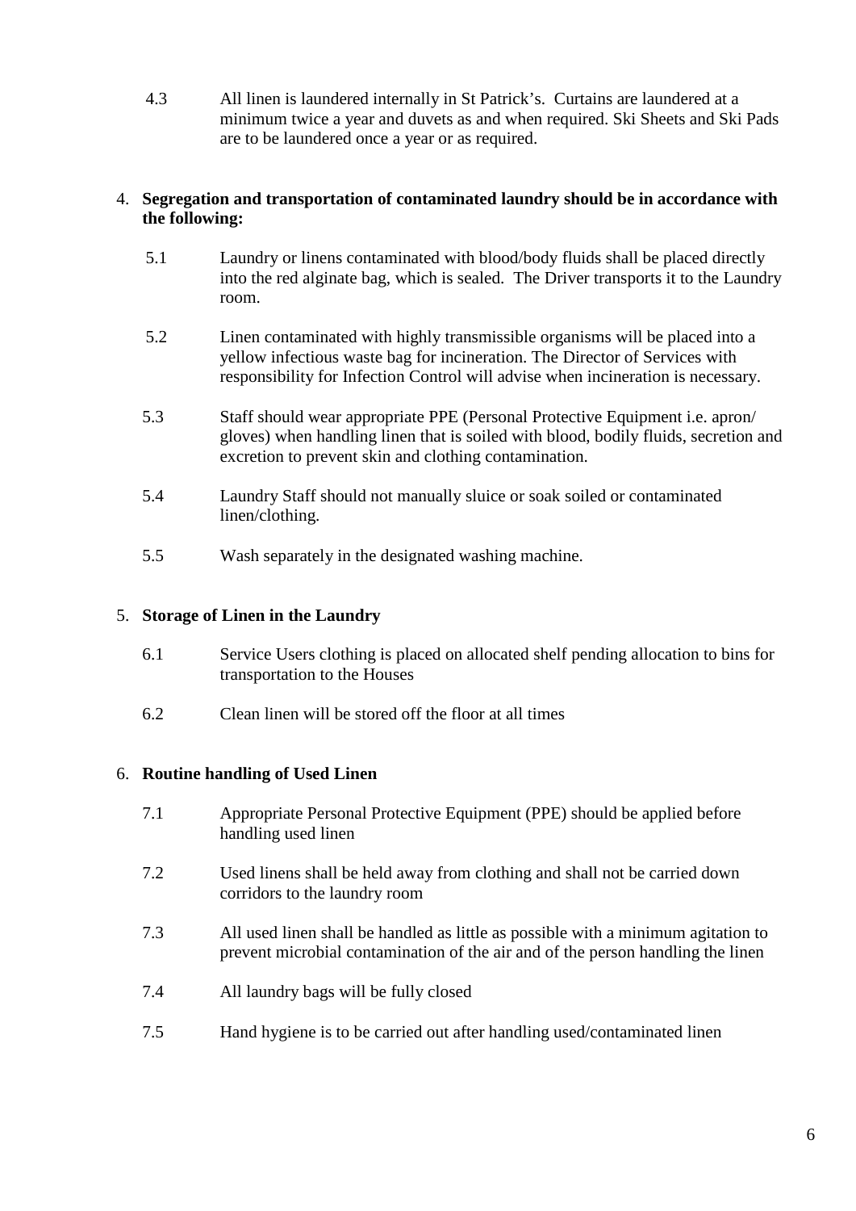4.3 All linen is laundered internally in St Patrick's. Curtains are laundered at a minimum twice a year and duvets as and when required. Ski Sheets and Ski Pads are to be laundered once a year or as required.

4. **Segregation and transportation of contaminated laundry should be in accordance with the following:**

5.1 Laundry or linens contaminated with blood/body fluids shall be placed directly into the red alginate bag, which is sealed. The Driver transports it to the Laundry room.

5.2 Linen contaminated with highly transmissible organisms will be placed into a yellow infectious waste bag for incineration. The Director of Services with responsibility for Infection Control will advise when incineration is necessary.

5.3 Staff should wear appropriate PPE (Personal Protective Equipment i.e. apron/ gloves) when handling linen that is soiled with blood, bodily fluids, secretion and excretion to prevent skin and clothing contamination.

5.4 Laundry Staff should not manually sluice or soak soiled or contaminated linen/clothing.

5.5 Wash separately in the designated washing machine.

5. **Storage of Linen in the Laundry**

6.1 Service Users clothing is placed on allocated shelf pending allocation to bins for transportation to the Houses

6.2 Clean linen will be stored off the floor at all times

6. **Routine handling of Used Linen**

7.1 Appropriate Personal Protective Equipment (PPE) should be applied before handling used linen

7.2 Used linens shall be held away from clothing and shall not be carried down corridors to the laundry room

7.3 All used linen shall be handled as little as possible with a minimum agitation to prevent microbial contamination of the air and of the person handling the linen

7.4 All laundry bags will be fully closed

7.5 Hand hygiene is to be carried out after handling used/contaminated linen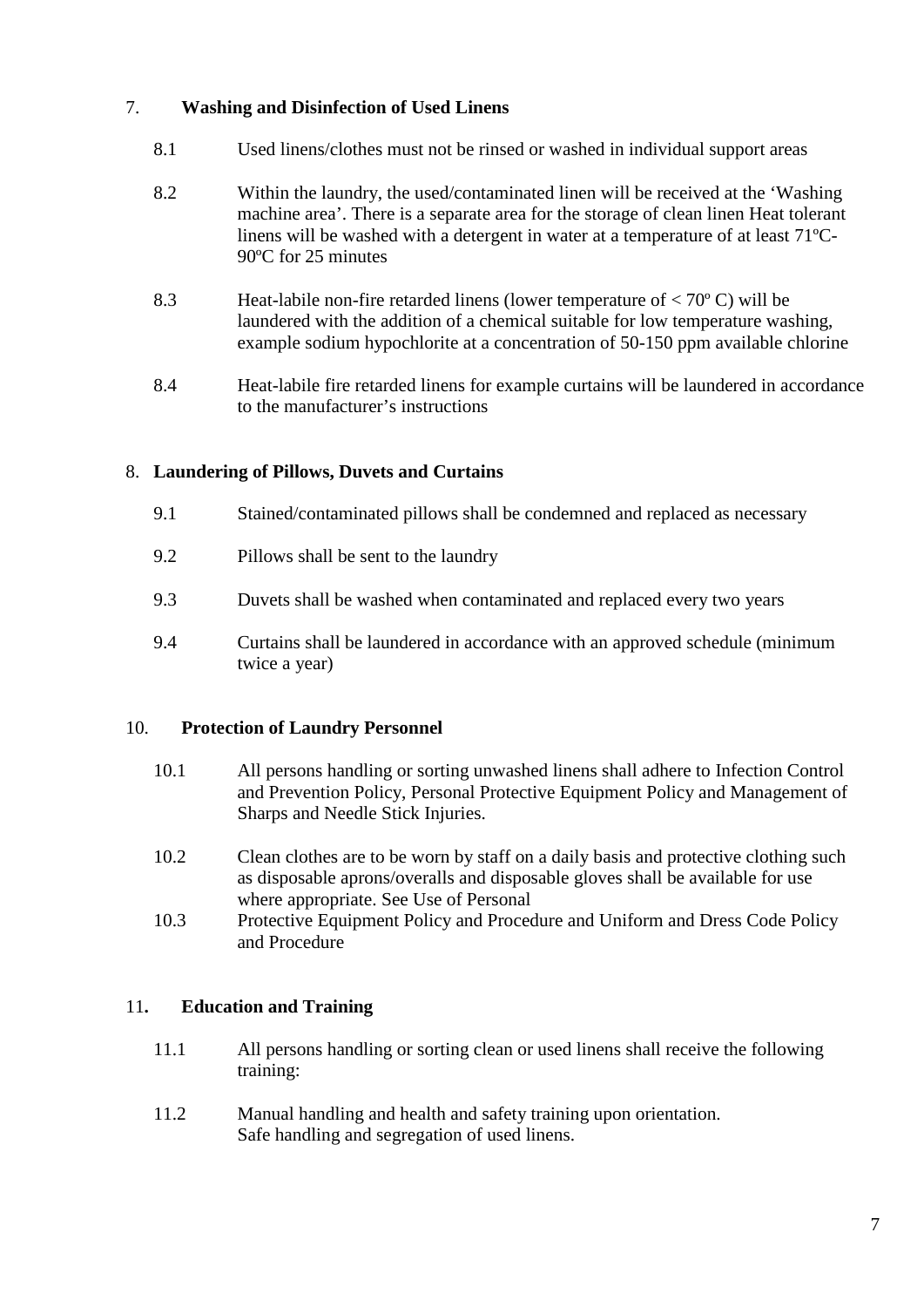## 7. Washing and Disinfection of Used Linens

8.1 Used linens/clothes must not be rinsed or washed in individual support areas

8.2 Within the laundry, the used/contaminated linen will be received at the 'Washing machine area'. There is a separate area for the storage of clean linen Heat tolerant linens will be washed with a detergent in water at a temperature of at least 71ºC-90ºC for 25 minutes

8.3 Heat-labile non-fire retarded linens (lower temperature of < 70º C) will be laundered with the addition of a chemical suitable for low temperature washing, example sodium hypochlorite at a concentration of 50-150 ppm available chlorine

8.4 Heat-labile fire retarded linens for example curtains will be laundered in accordance to the manufacturer's instructions

## 8. Laundering of Pillows, Duvets and Curtains

9.1 Stained/contaminated pillows shall be condemned and replaced as necessary

9.2 Pillows shall be sent to the laundry

9.3 Duvets shall be washed when contaminated and replaced every two years

9.4 Curtains shall be laundered in accordance with an approved schedule (minimum twice a year)

## 10. Protection of Laundry Personnel

10.1 All persons handling or sorting unwashed linens shall adhere to Infection Control and Prevention Policy, Personal Protective Equipment Policy and Management of Sharps and Needle Stick Injuries.

10.2 Clean clothes are to be worn by staff on a daily basis and protective clothing such as disposable aprons/overalls and disposable gloves shall be available for use where appropriate. See Use of Personal

10.3 Protective Equipment Policy and Procedure and Uniform and Dress Code Policy and Procedure

## 11. Education and Training

11.1 All persons handling or sorting clean or used linens shall receive the following training:

11.2 Manual handling and health and safety training upon orientation.
Safe handling and segregation of used linens.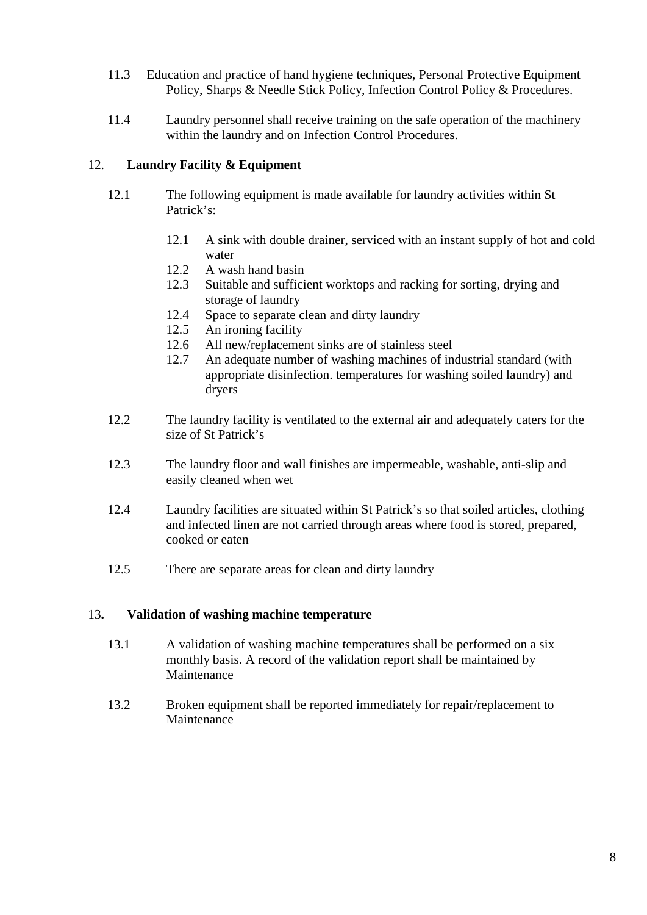11.3 Education and practice of hand hygiene techniques, Personal Protective Equipment Policy, Sharps & Needle Stick Policy, Infection Control Policy & Procedures.

11.4 Laundry personnel shall receive training on the safe operation of the machinery within the laundry and on Infection Control Procedures.

## 12. Laundry Facility & Equipment

12.1 The following equipment is made available for laundry activities within St Patrick's:

- 12.1 A sink with double drainer, serviced with an instant supply of hot and cold water
- 12.2 A wash hand basin
- 12.3 Suitable and sufficient worktops and racking for sorting, drying and storage of laundry
- 12.4 Space to separate clean and dirty laundry
- 12.5 An ironing facility
- 12.6 All new/replacement sinks are of stainless steel
- 12.7 An adequate number of washing machines of industrial standard (with appropriate disinfection. temperatures for washing soiled laundry) and dryers

12.2 The laundry facility is ventilated to the external air and adequately caters for the size of St Patrick's

12.3 The laundry floor and wall finishes are impermeable, washable, anti-slip and easily cleaned when wet

12.4 Laundry facilities are situated within St Patrick's so that soiled articles, clothing and infected linen are not carried through areas where food is stored, prepared, cooked or eaten

12.5 There are separate areas for clean and dirty laundry

## 13. Validation of washing machine temperature

13.1 A validation of washing machine temperatures shall be performed on a six monthly basis. A record of the validation report shall be maintained by Maintenance

13.2 Broken equipment shall be reported immediately for repair/replacement to Maintenance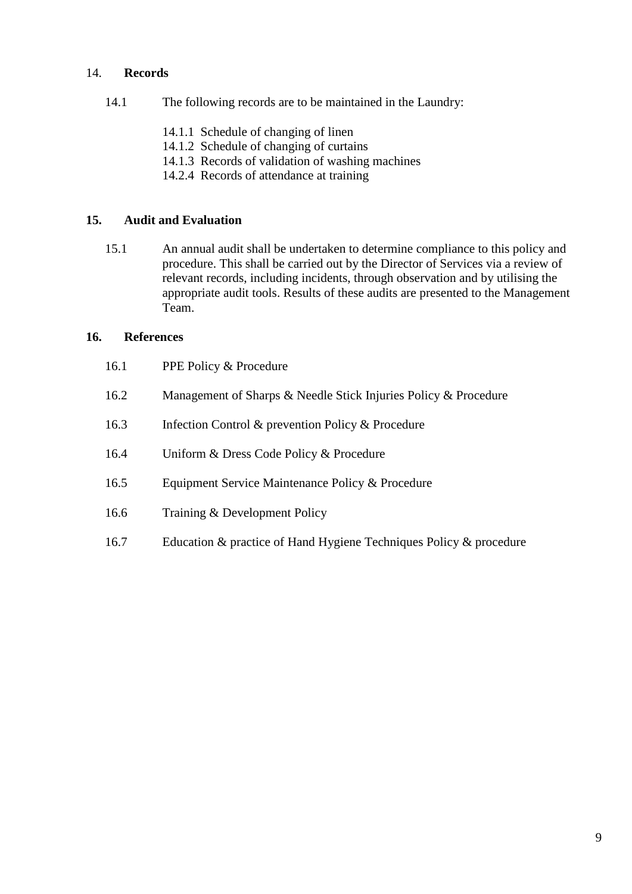## 14. Records

14.1 The following records are to be maintained in the Laundry:

- 14.1.1 Schedule of changing of linen
- 14.1.2 Schedule of changing of curtains
- 14.1.3 Records of validation of washing machines
- 14.2.4 Records of attendance at training

## 15. Audit and Evaluation

15.1 An annual audit shall be undertaken to determine compliance to this policy and procedure. This shall be carried out by the Director of Services via a review of relevant records, including incidents, through observation and by utilising the appropriate audit tools. Results of these audits are presented to the Management Team.

## 16. References

16.1 PPE Policy & Procedure

16.2 Management of Sharps & Needle Stick Injuries Policy & Procedure

16.3 Infection Control & prevention Policy & Procedure

16.4 Uniform & Dress Code Policy & Procedure

16.5 Equipment Service Maintenance Policy & Procedure

16.6 Training & Development Policy

16.7 Education & practice of Hand Hygiene Techniques Policy & procedure